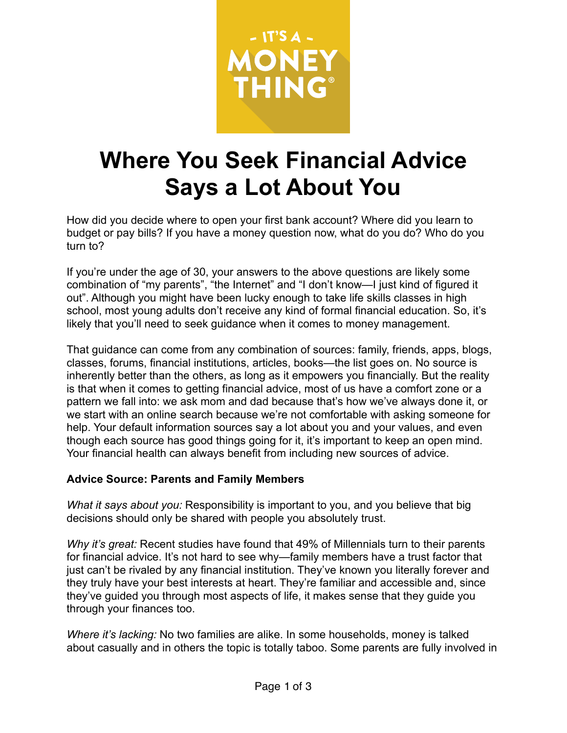# Where You Seek Financial Advice Says a Lot About You

How did you decide where to open your first bank account? Where did you learn to budget or pay bills? If you have a money question now, what do you do? Who do you turn to?

If you're under the age of 30, your answers to the above questions are likely some combination of "my parents", "the Internet" and "I don't know—I just kind of figured it out". Although you might have been lucky enough to take life skills classes in high school, most young adults don't receive any kind of formal financial education. So, it's likely that you'll need to seek guidance when it comes to money management.

That guidance can come from any combination of sources: family, friends, apps, blogs, classes, forums, financial institutions, articles, books—the list goes on. No source is inherently better than the others, as long as it empowers you financially. But the reality is that when it comes to getting financial advice, most of us have a comfort zone or a pattern we fall into: we ask mom and dad because that's how we've always done it, or we start with an online search because we're not comfortable with asking someone for help. Your default information sources say a lot about you and your values, and even though each source has good things going for it, it's important to keep an open mind. Your financial health can always benefit from including new sources of advice.

**Advice Source: Parents and Family Members**

*What it says about you:* Responsibility is important to you, and you believe that big decisions should only be shared with people you absolutely trust.

*Why it's great:* Recent studies have found that 49% of Millennials turn to their parents for financial advice. It's not hard to see why—family members have a trust factor that just can't be rivaled by any financial institution. They've known you literally forever and they truly have your best interests at heart. They're familiar and accessible and, since they've guided you through most aspects of life, it makes sense that they guide you through your finances too.

*Where it's lacking:* No two families are alike. In some households, money is talked about casually and in others the topic is totally taboo. Some parents are fully involved in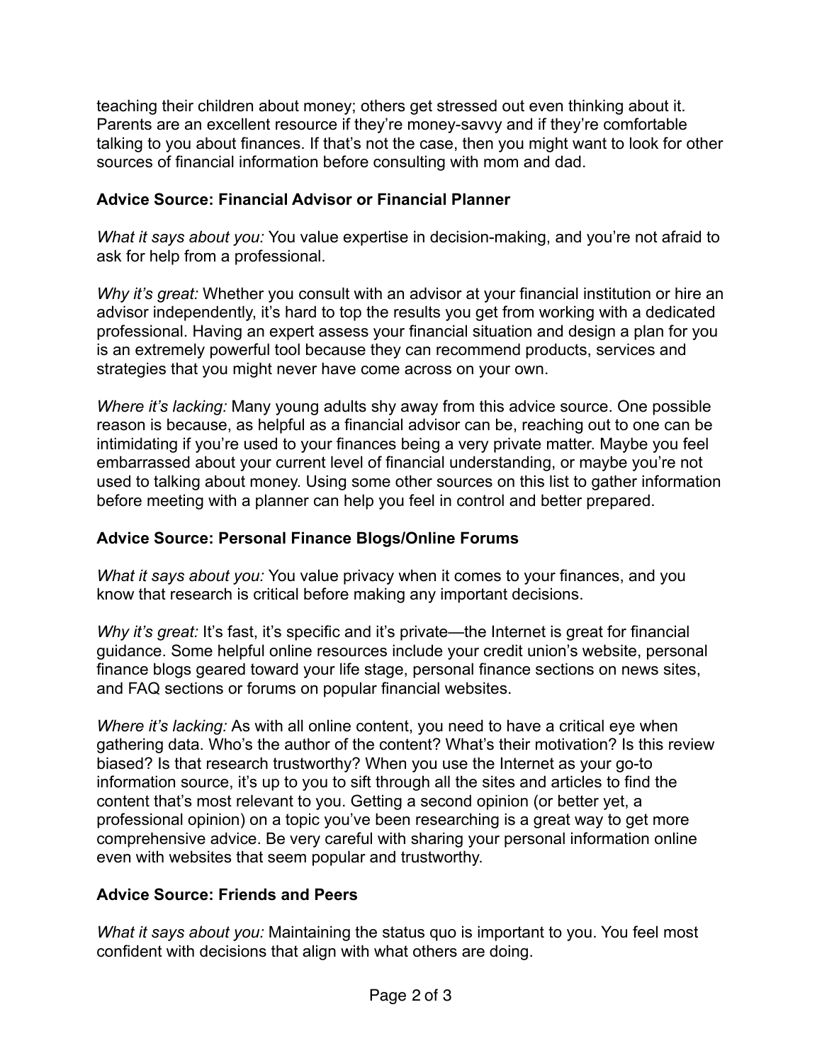teaching their children about money; others get stressed out even thinking about it. Parents are an excellent resource if they're money-savvy and if they're comfortable talking to you about finances. If that's not the case, then you might want to look for other sources of financial information before consulting with mom and dad.

**Advice Source: Financial Advisor or Financial Planner**

*What it says about you:* You value expertise in decision-making, and you're not afraid to ask for help from a professional.

*Why it's great:* Whether you consult with an advisor at your financial institution or hire an advisor independently, it's hard to top the results you get from working with a dedicated professional. Having an expert assess your financial situation and design a plan for you is an extremely powerful tool because they can recommend products, services and strategies that you might never have come across on your own.

*Where it's lacking:* Many young adults shy away from this advice source. One possible reason is because, as helpful as a financial advisor can be, reaching out to one can be intimidating if you're used to your finances being a very private matter. Maybe you feel embarrassed about your current level of financial understanding, or maybe you're not used to talking about money. Using some other sources on this list to gather information before meeting with a planner can help you feel in control and better prepared.

**Advice Source: Personal Finance Blogs/Online Forums**

*What it says about you:* You value privacy when it comes to your finances, and you know that research is critical before making any important decisions.

*Why it's great:* It's fast, it's specific and it's private—the Internet is great for financial guidance. Some helpful online resources include your credit union's website, personal finance blogs geared toward your life stage, personal finance sections on news sites, and FAQ sections or forums on popular financial websites.

*Where it's lacking:* As with all online content, you need to have a critical eye when gathering data. Who's the author of the content? What's their motivation? Is this review biased? Is that research trustworthy? When you use the Internet as your go-to information source, it's up to you to sift through all the sites and articles to find the content that's most relevant to you. Getting a second opinion (or better yet, a professional opinion) on a topic you've been researching is a great way to get more comprehensive advice. Be very careful with sharing your personal information online even with websites that seem popular and trustworthy.

**Advice Source: Friends and Peers**

*What it says about you:* Maintaining the status quo is important to you. You feel most confident with decisions that align with what others are doing.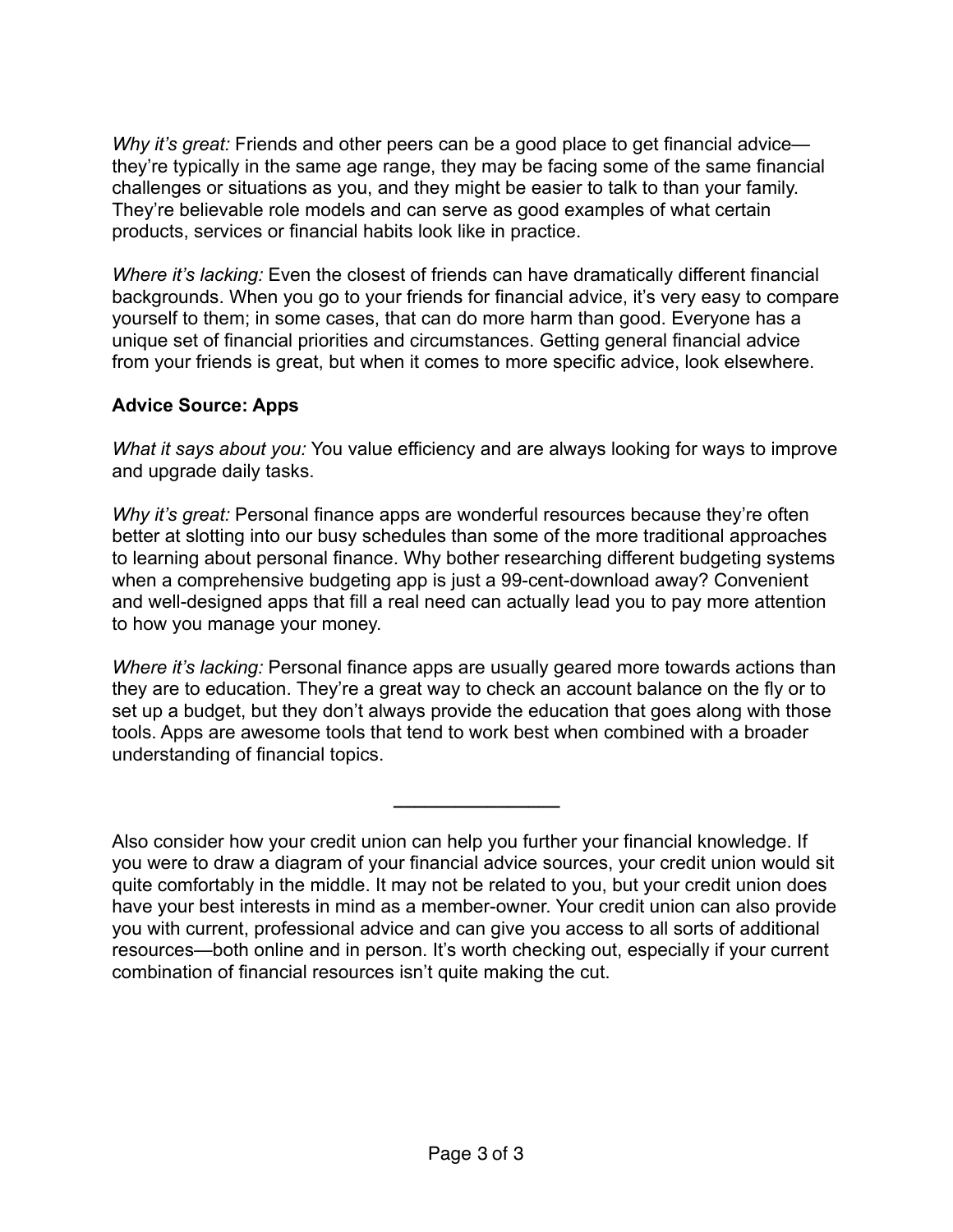*Why it's great:* Friends and other peers can be a good place to get financial advice—they're typically in the same age range, they may be facing some of the same financial challenges or situations as you, and they might be easier to talk to than your family. They're believable role models and can serve as good examples of what certain products, services or financial habits look like in practice.

*Where it's lacking:* Even the closest of friends can have dramatically different financial backgrounds. When you go to your friends for financial advice, it's very easy to compare yourself to them; in some cases, that can do more harm than good. Everyone has a unique set of financial priorities and circumstances. Getting general financial advice from your friends is great, but when it comes to more specific advice, look elsewhere.

**Advice Source: Apps**

*What it says about you:* You value efficiency and are always looking for ways to improve and upgrade daily tasks.

*Why it's great:* Personal finance apps are wonderful resources because they're often better at slotting into our busy schedules than some of the more traditional approaches to learning about personal finance. Why bother researching different budgeting systems when a comprehensive budgeting app is just a 99-cent-download away? Convenient and well-designed apps that fill a real need can actually lead you to pay more attention to how you manage your money.

*Where it's lacking:* Personal finance apps are usually geared more towards actions than they are to education. They're a great way to check an account balance on the fly or to set up a budget, but they don't always provide the education that goes along with those tools. Apps are awesome tools that tend to work best when combined with a broader understanding of financial topics.

---

Also consider how your credit union can help you further your financial knowledge. If you were to draw a diagram of your financial advice sources, your credit union would sit quite comfortably in the middle. It may not be related to you, but your credit union does have your best interests in mind as a member-owner. Your credit union can also provide you with current, professional advice and can give you access to all sorts of additional resources—both online and in person. It's worth checking out, especially if your current combination of financial resources isn't quite making the cut.